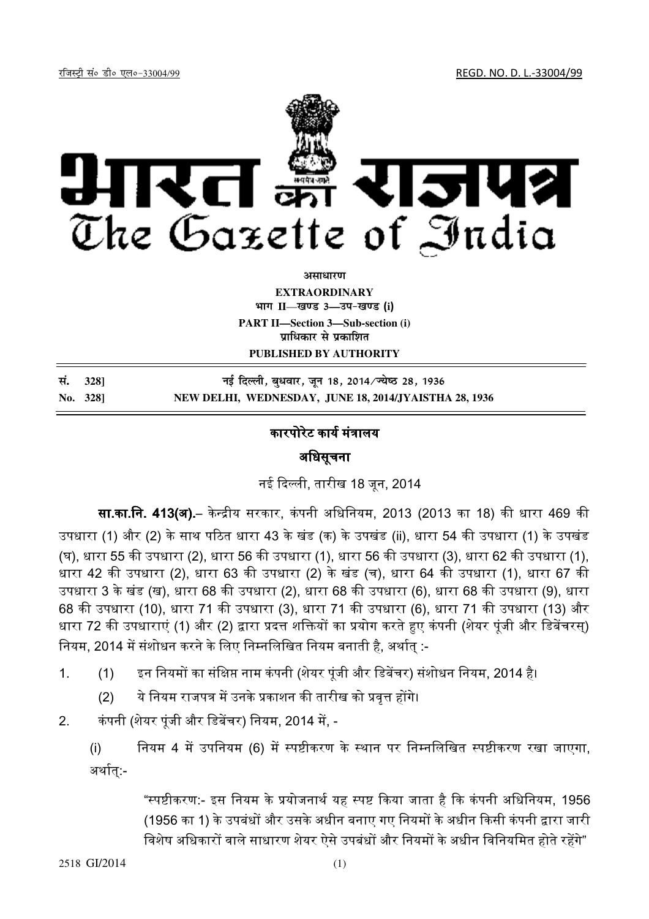रजिस्ट्री सं० डी० एल०-33004/99 REGD. NO. D. L.-33004/99

# भारत का राजपत्र
# The Gazette of India

**असाधारण**

**EXTRAORDINARY**

**भाग II—खण्ड 3—उप-खण्ड (i)**

**PART II—Section 3—Sub-section (i)**

**प्राधिकार से प्रकाशित**

**PUBLISHED BY AUTHORITY**

| | |
|---|---|
| **सं. 328]** | **नई दिल्ली, बुधवार, जून 18, 2014/ज्येष्ठ 28, 1936** |
| **No. 328]** | **NEW DELHI, WEDNESDAY, JUNE 18, 2014/JYAISTHA 28, 1936** |

## कारपोरेट कार्य मंत्रालय

## अधिसूचना

नई दिल्ली, तारीख 18 जून, 2014

**सा.का.नि. 413(अ).**– केन्द्रीय सरकार, कंपनी अधिनियम, 2013 (2013 का 18) की धारा 469 की उपधारा (1) और (2) के साथ पठित धारा 43 के खंड (क) के उपखंड (ii), धारा 54 की उपधारा (1) के उपखंड (घ), धारा 55 की उपधारा (2), धारा 56 की उपधारा (1), धारा 56 की उपधारा (3), धारा 62 की उपधारा (1), धारा 42 की उपधारा (2), धारा 63 की उपधारा (2) के खंड (च), धारा 64 की उपधारा (1), धारा 67 की उपधारा 3 के खंड (ख), धारा 68 की उपधारा (2), धारा 68 की उपधारा (6), धारा 68 की उपधारा (9), धारा 68 की उपधारा (10), धारा 71 की उपधारा (3), धारा 71 की उपधारा (6), धारा 71 की उपधारा (13) और धारा 72 की उपधाराएं (1) और (2) द्वारा प्रदत्त शक्तियों का प्रयोग करते हुए कंपनी (शेयर पूंजी और डिबेंचरस्) नियम, 2014 में संशोधन करने के लिए निम्नलिखित नियम बनाती है, अर्थात् :-

1. (1) इन नियमों का संक्षिप्त नाम कंपनी (शेयर पूंजी और डिबेंचर) संशोधन नियम, 2014 है।

   (2) ये नियम राजपत्र में उनके प्रकाशन की तारीख को प्रवृत्त होंगे।

2. कंपनी (शेयर पूंजी और डिबेंचर) नियम, 2014 में, -

   (i) नियम 4 में उपनियम (6) में स्पष्टीकरण के स्थान पर निम्नलिखित स्पष्टीकरण रखा जाएगा, अर्थात्:-

   > "स्पष्टीकरण:- इस नियम के प्रयोजनार्थ यह स्पष्ट किया जाता है कि कंपनी अधिनियम, 1956 (1956 का 1) के उपबंधों और उसके अधीन बनाए गए नियमों के अधीन किसी कंपनी द्वारा जारी विशेष अधिकारों वाले साधारण शेयर ऐसे उपबंधों और नियमों के अधीन विनियमित होते रहेंगे"

2518 GI/2014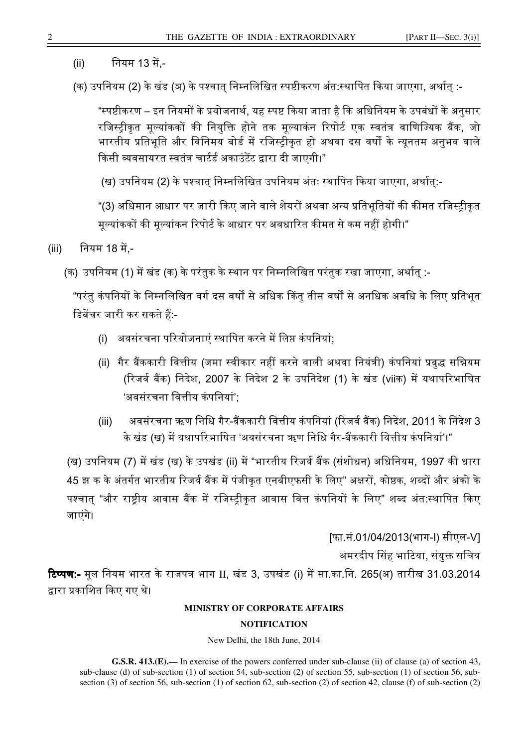(ii) नियम 13 में,-

(क) उपनियम (2) के खंड (ञ) के पश्चात् निम्नलिखित स्पष्टीकरण अंत:स्थापित किया जाएगा, अर्थात् :-

"स्पष्टीकरण – इन नियमों के प्रयोजनार्थ, यह स्पष्ट किया जाता है कि अधिनियम के उपबंधों के अनुसार रजिस्ट्रीकृत मूल्यांककों की नियुक्ति होने तक मूल्यांकन रिपोर्ट एक स्वतंत्र वाणिज्यिक बैंक, जो भारतीय प्रतिभूति और विनिमय बोर्ड में रजिस्ट्रीकृत हो अथवा दस वर्षों के न्यूनतम अनुभव वाले किसी व्यवसायरत स्वतंत्र चार्टर्ड अकाउंटेंट द्वारा दी जाएगी।"

(ख) उपनियम (2) के पश्चात् निम्नलिखित उपनियम अंतः स्थापित किया जाएगा, अर्थात्:-

"(3) अधिमान आधार पर जारी किए जाने वाले शेयरों अथवा अन्य प्रतिभूतियों की कीमत रजिस्ट्रीकृत मूल्यांककों की मूल्यांकन रिपोर्ट के आधार पर अवधारित कीमत से कम नहीं होगी।"

(iii) नियम 18 में,-

(क) उपनियम (1) में खंड (क) के परंतुक के स्थान पर निम्नलिखित परंतुक रखा जाएगा, अर्थात् :-

"परंतु कंपनियों के निम्नलिखित वर्ग दस वर्षों से अधिक किंतु तीस वर्षों से अनधिक अवधि के लिए प्रतिभूत डिबेंचर जारी कर सकते हैं:-

(i) अवसंरचना परियोजनाएं स्थापित करने में लिप्त कंपनियां;

(ii) गैर बैंककारी वित्तीय (जमा स्वीकार नहीं करने वाली अथवा नियंत्री) कंपनियां प्रबुद्ध सन्नियम (रिजर्व बैंक) निदेश, 2007 के निदेश 2 के उपनिदेश (1) के खंड (viiक) में यथापरिभाषित 'अवसंरचना वित्तीय कंपनियां';

(iii) अवसंरचना ऋण निधि गैर-बैंककारी वित्तीय कंपनियां (रिजर्व बैंक) निदेश, 2011 के निदेश 3 के खंड (ख) में यथापरिभाषित 'अवसंरचना ऋण निधि गैर-बैंककारी वित्तीय कंपनियां'।"

(ख) उपनियम (7) में खंड (ख) के उपखंड (ii) में "भारतीय रिजर्व बैंक (संशोधन) अधिनियम, 1997 की धारा 45 झ क के अंतर्गत भारतीय रिजर्व बैंक में पंजीकृत एनबीएफसी के लिए" अक्षरों, कोष्ठक, शब्दों और अंको के पश्चात् "और राष्ट्रीय आवास बैंक में रजिस्ट्रीकृत आवास वित्त कंपनियों के लिए" शब्द अंत:स्थापित किए जाएंगे।

[फा.सं.01/04/2013(भाग-I) सीएल-V]

अमरदीप सिंह भाटिया, संयुक्त सचिव

**टिप्पण:-** मूल नियम भारत के राजपत्र भाग II, खंड 3, उपखंड (i) में सा.का.नि. 265(अ) तारीख 31.03.2014 द्वारा प्रकाशित किए गए थे।

**MINISTRY OF CORPORATE AFFAIRS**

**NOTIFICATION**

New Delhi, the 18th June, 2014

**G.S.R. 413.(E).—** In exercise of the powers conferred under sub-clause (ii) of clause (a) of section 43, sub-clause (d) of sub-section (1) of section 54, sub-section (2) of section 55, sub-section (1) of section 56, sub-section (3) of section 56, sub-section (1) of section 62, sub-section (2) of section 42, clause (f) of sub-section (2)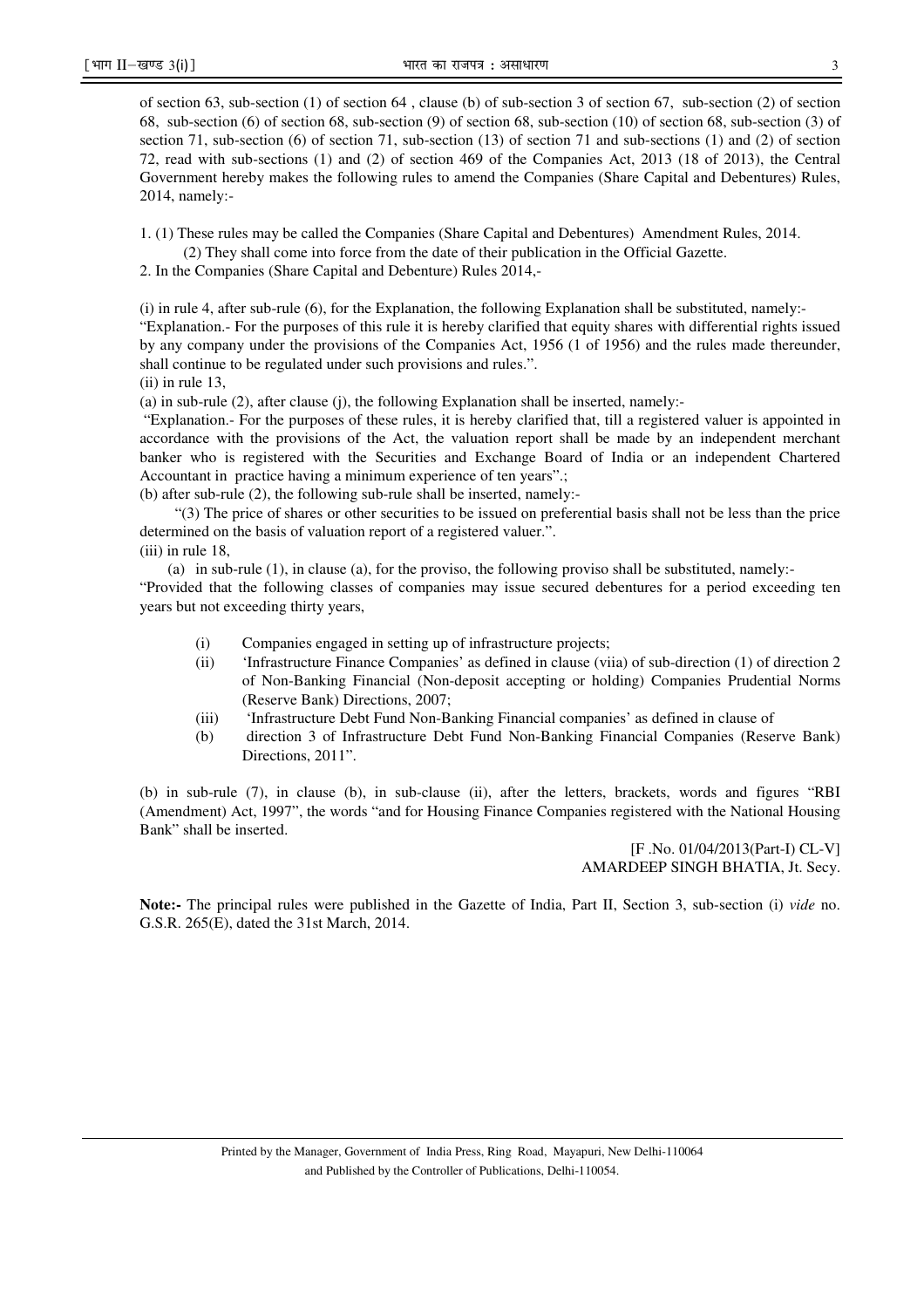of section 63, sub-section (1) of section 64 , clause (b) of sub-section 3 of section 67, sub-section (2) of section 68, sub-section (6) of section 68, sub-section (9) of section 68, sub-section (10) of section 68, sub-section (3) of section 71, sub-section (6) of section 71, sub-section (13) of section 71 and sub-sections (1) and (2) of section 72, read with sub-sections (1) and (2) of section 469 of the Companies Act, 2013 (18 of 2013), the Central Government hereby makes the following rules to amend the Companies (Share Capital and Debentures) Rules, 2014, namely:-

1. (1) These rules may be called the Companies (Share Capital and Debentures) Amendment Rules, 2014.

   (2) They shall come into force from the date of their publication in the Official Gazette.

2. In the Companies (Share Capital and Debenture) Rules 2014,-

(i) in rule 4, after sub-rule (6), for the Explanation, the following Explanation shall be substituted, namely:-

"Explanation.- For the purposes of this rule it is hereby clarified that equity shares with differential rights issued by any company under the provisions of the Companies Act, 1956 (1 of 1956) and the rules made thereunder, shall continue to be regulated under such provisions and rules.".

(ii) in rule 13,

(a) in sub-rule (2), after clause (j), the following Explanation shall be inserted, namely:-

"Explanation.- For the purposes of these rules, it is hereby clarified that, till a registered valuer is appointed in accordance with the provisions of the Act, the valuation report shall be made by an independent merchant banker who is registered with the Securities and Exchange Board of India or an independent Chartered Accountant in practice having a minimum experience of ten years".;

(b) after sub-rule (2), the following sub-rule shall be inserted, namely:-

"(3) The price of shares or other securities to be issued on preferential basis shall not be less than the price determined on the basis of valuation report of a registered valuer.".

(iii) in rule 18,

(a) in sub-rule (1), in clause (a), for the proviso, the following proviso shall be substituted, namely:-

"Provided that the following classes of companies may issue secured debentures for a period exceeding ten years but not exceeding thirty years,

(i) Companies engaged in setting up of infrastructure projects;

(ii) 'Infrastructure Finance Companies' as defined in clause (viia) of sub-direction (1) of direction 2 of Non-Banking Financial (Non-deposit accepting or holding) Companies Prudential Norms (Reserve Bank) Directions, 2007;

(iii) 'Infrastructure Debt Fund Non-Banking Financial companies' as defined in clause of

(b) direction 3 of Infrastructure Debt Fund Non-Banking Financial Companies (Reserve Bank) Directions, 2011".

(b) in sub-rule (7), in clause (b), in sub-clause (ii), after the letters, brackets, words and figures "RBI (Amendment) Act, 1997", the words "and for Housing Finance Companies registered with the National Housing Bank" shall be inserted.

[F .No. 01/04/2013(Part-I) CL-V]

AMARDEEP SINGH BHATIA, Jt. Secy.

**Note:-** The principal rules were published in the Gazette of India, Part II, Section 3, sub-section (i) *vide* no. G.S.R. 265(E), dated the 31st March, 2014.

Printed by the Manager, Government of India Press, Ring Road, Mayapuri, New Delhi-110064
and Published by the Controller of Publications, Delhi-110054.